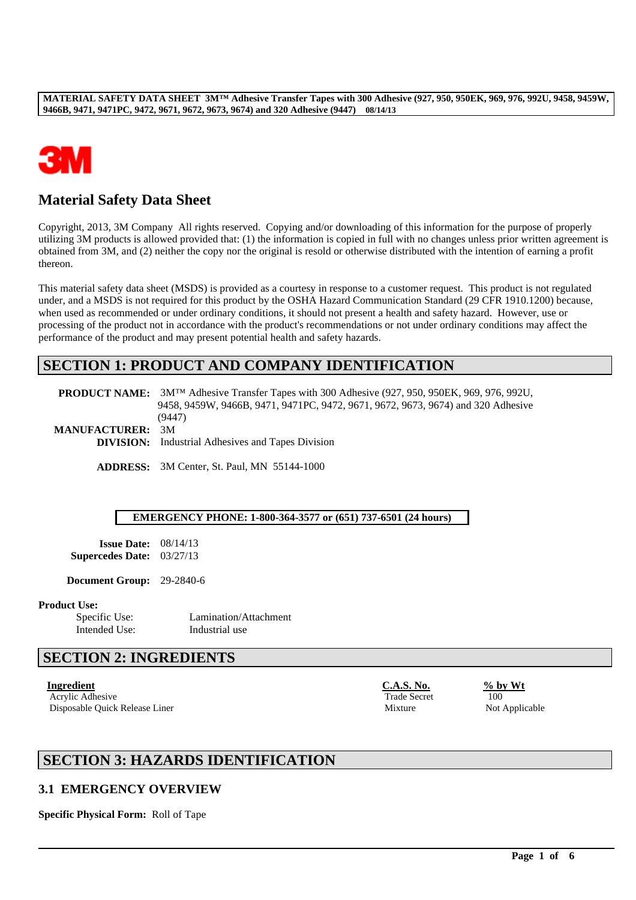# Material Safety Data Sheet

Copyright, 2013, 3M Company All rights reserved. Copying and/or downloading of this information for the purpose of properly utilizing 3M products is allowed provided that: (1) the information is copied in full with no changes unless prior written agreement is obtained from 3M, and (2) neither the copy nor the original is resold or otherwise distributed with the intention of earning a profit thereon.

This material safety data sheet (MSDS) is provided as a courtesy in response to a customer request. This product is not regulated under, and a MSDS is not required for this product by the OSHA Hazard Communication Standard (29 CFR 1910.1200) because, when used as recommended or under ordinary conditions, it should not present a health and safety hazard. However, use or processing of the product not in accordance with the product's recommendations or not under ordinary conditions may affect the performance of the product and may present potential health and safety hazards.

## SECTION 1: PRODUCT AND COMPANY IDENTIFICATION

**PRODUCT NAME:** 3M™ Adhesive Transfer Tapes with 300 Adhesive (927, 950, 950EK, 969, 976, 992U, 9458, 9459W, 9466B, 9471, 9471PC, 9472, 9671, 9672, 9673, 9674) and 320 Adhesive (9447)

**MANUFACTURER:** 3M

**DIVISION:** Industrial Adhesives and Tapes Division

**ADDRESS:** 3M Center, St. Paul, MN 55144-1000

**EMERGENCY PHONE: 1-800-364-3577 or (651) 737-6501 (24 hours)**

**Issue Date:** 08/14/13

**Supercedes Date:** 03/27/13

**Document Group:** 29-2840-6

**Product Use:**

Specific Use: Lamination/Attachment

Intended Use: Industrial use

## SECTION 2: INGREDIENTS

| Ingredient | C.A.S. No. | % by Wt |
| --- | --- | --- |
| Acrylic Adhesive | Trade Secret | 100 |
| Disposable Quick Release Liner | Mixture | Not Applicable |

## SECTION 3: HAZARDS IDENTIFICATION

### 3.1 EMERGENCY OVERVIEW

**Specific Physical Form:** Roll of Tape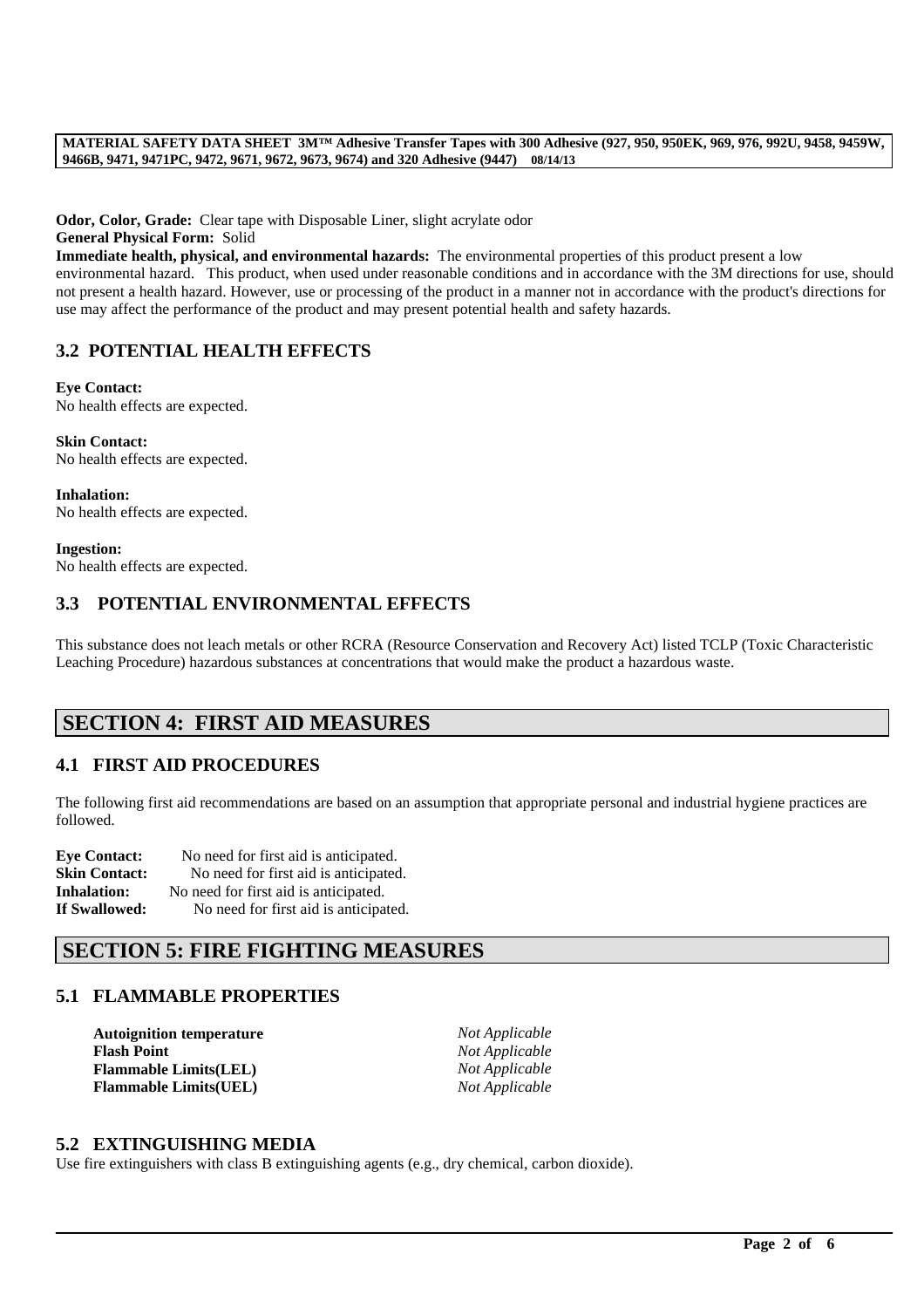**Odor, Color, Grade:** Clear tape with Disposable Liner, slight acrylate odor
**General Physical Form:** Solid
**Immediate health, physical, and environmental hazards:** The environmental properties of this product present a low environmental hazard. This product, when used under reasonable conditions and in accordance with the 3M directions for use, should not present a health hazard. However, use or processing of the product in a manner not in accordance with the product's directions for use may affect the performance of the product and may present potential health and safety hazards.

### 3.2 POTENTIAL HEALTH EFFECTS

**Eye Contact:**
No health effects are expected.

**Skin Contact:**
No health effects are expected.

**Inhalation:**
No health effects are expected.

**Ingestion:**
No health effects are expected.

### 3.3 POTENTIAL ENVIRONMENTAL EFFECTS

This substance does not leach metals or other RCRA (Resource Conservation and Recovery Act) listed TCLP (Toxic Characteristic Leaching Procedure) hazardous substances at concentrations that would make the product a hazardous waste.

## SECTION 4: FIRST AID MEASURES

### 4.1 FIRST AID PROCEDURES

The following first aid recommendations are based on an assumption that appropriate personal and industrial hygiene practices are followed.

**Eye Contact:** No need for first aid is anticipated.
**Skin Contact:** No need for first aid is anticipated.
**Inhalation:** No need for first aid is anticipated.
**If Swallowed:** No need for first aid is anticipated.

## SECTION 5: FIRE FIGHTING MEASURES

### 5.1 FLAMMABLE PROPERTIES

| | |
|---|---|
| **Autoignition temperature** | *Not Applicable* |
| **Flash Point** | *Not Applicable* |
| **Flammable Limits(LEL)** | *Not Applicable* |
| **Flammable Limits(UEL)** | *Not Applicable* |

### 5.2 EXTINGUISHING MEDIA

Use fire extinguishers with class B extinguishing agents (e.g., dry chemical, carbon dioxide).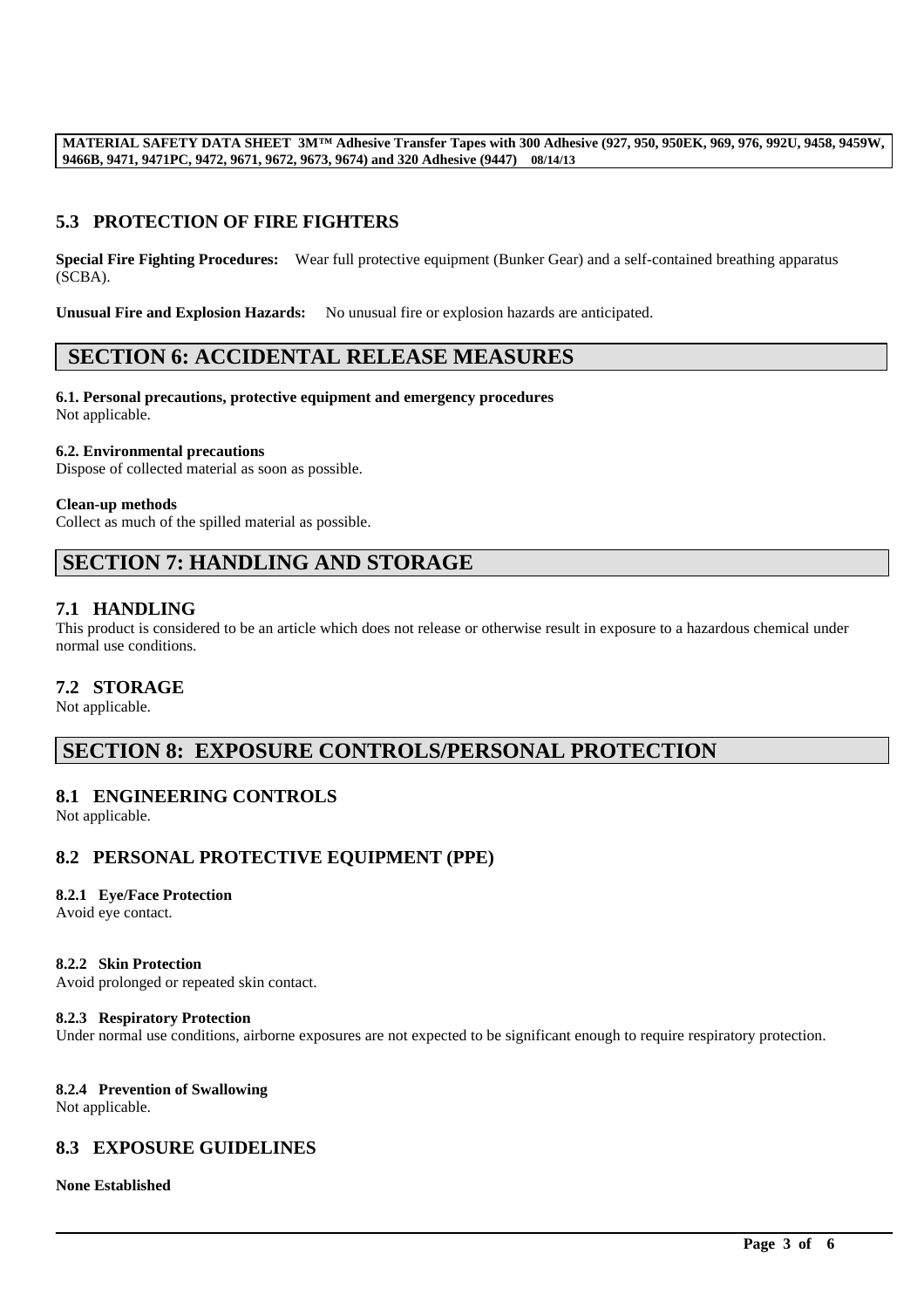## 5.3 PROTECTION OF FIRE FIGHTERS

**Special Fire Fighting Procedures:** Wear full protective equipment (Bunker Gear) and a self-contained breathing apparatus (SCBA).

**Unusual Fire and Explosion Hazards:** No unusual fire or explosion hazards are anticipated.

# SECTION 6: ACCIDENTAL RELEASE MEASURES

**6.1. Personal precautions, protective equipment and emergency procedures**
Not applicable.

**6.2. Environmental precautions**
Dispose of collected material as soon as possible.

**Clean-up methods**
Collect as much of the spilled material as possible.

# SECTION 7: HANDLING AND STORAGE

## 7.1 HANDLING

This product is considered to be an article which does not release or otherwise result in exposure to a hazardous chemical under normal use conditions.

## 7.2 STORAGE

Not applicable.

# SECTION 8: EXPOSURE CONTROLS/PERSONAL PROTECTION

## 8.1 ENGINEERING CONTROLS

Not applicable.

## 8.2 PERSONAL PROTECTIVE EQUIPMENT (PPE)

**8.2.1 Eye/Face Protection**
Avoid eye contact.

**8.2.2 Skin Protection**
Avoid prolonged or repeated skin contact.

**8.2.3 Respiratory Protection**
Under normal use conditions, airborne exposures are not expected to be significant enough to require respiratory protection.

**8.2.4 Prevention of Swallowing**
Not applicable.

## 8.3 EXPOSURE GUIDELINES

**None Established**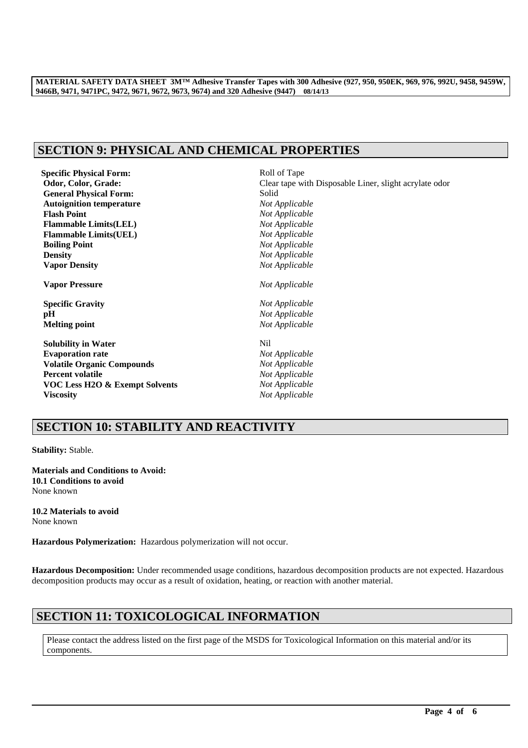## SECTION 9: PHYSICAL AND CHEMICAL PROPERTIES

| | |
|---|---|
| **Specific Physical Form:** | Roll of Tape |
| **Odor, Color, Grade:** | Clear tape with Disposable Liner, slight acrylate odor |
| **General Physical Form:** | Solid |
| **Autoignition temperature** | *Not Applicable* |
| **Flash Point** | *Not Applicable* |
| **Flammable Limits(LEL)** | *Not Applicable* |
| **Flammable Limits(UEL)** | *Not Applicable* |
| **Boiling Point** | *Not Applicable* |
| **Density** | *Not Applicable* |
| **Vapor Density** | *Not Applicable* |
| **Vapor Pressure** | *Not Applicable* |
| **Specific Gravity** | *Not Applicable* |
| **pH** | *Not Applicable* |
| **Melting point** | *Not Applicable* |
| **Solubility in Water** | Nil |
| **Evaporation rate** | *Not Applicable* |
| **Volatile Organic Compounds** | *Not Applicable* |
| **Percent volatile** | *Not Applicable* |
| **VOC Less H2O & Exempt Solvents** | *Not Applicable* |
| **Viscosity** | *Not Applicable* |

## SECTION 10: STABILITY AND REACTIVITY

**Stability:** Stable.

**Materials and Conditions to Avoid:**
**10.1 Conditions to avoid**
None known

**10.2 Materials to avoid**
None known

**Hazardous Polymerization:** Hazardous polymerization will not occur.

**Hazardous Decomposition:** Under recommended usage conditions, hazardous decomposition products are not expected. Hazardous decomposition products may occur as a result of oxidation, heating, or reaction with another material.

## SECTION 11: TOXICOLOGICAL INFORMATION

Please contact the address listed on the first page of the MSDS for Toxicological Information on this material and/or its components.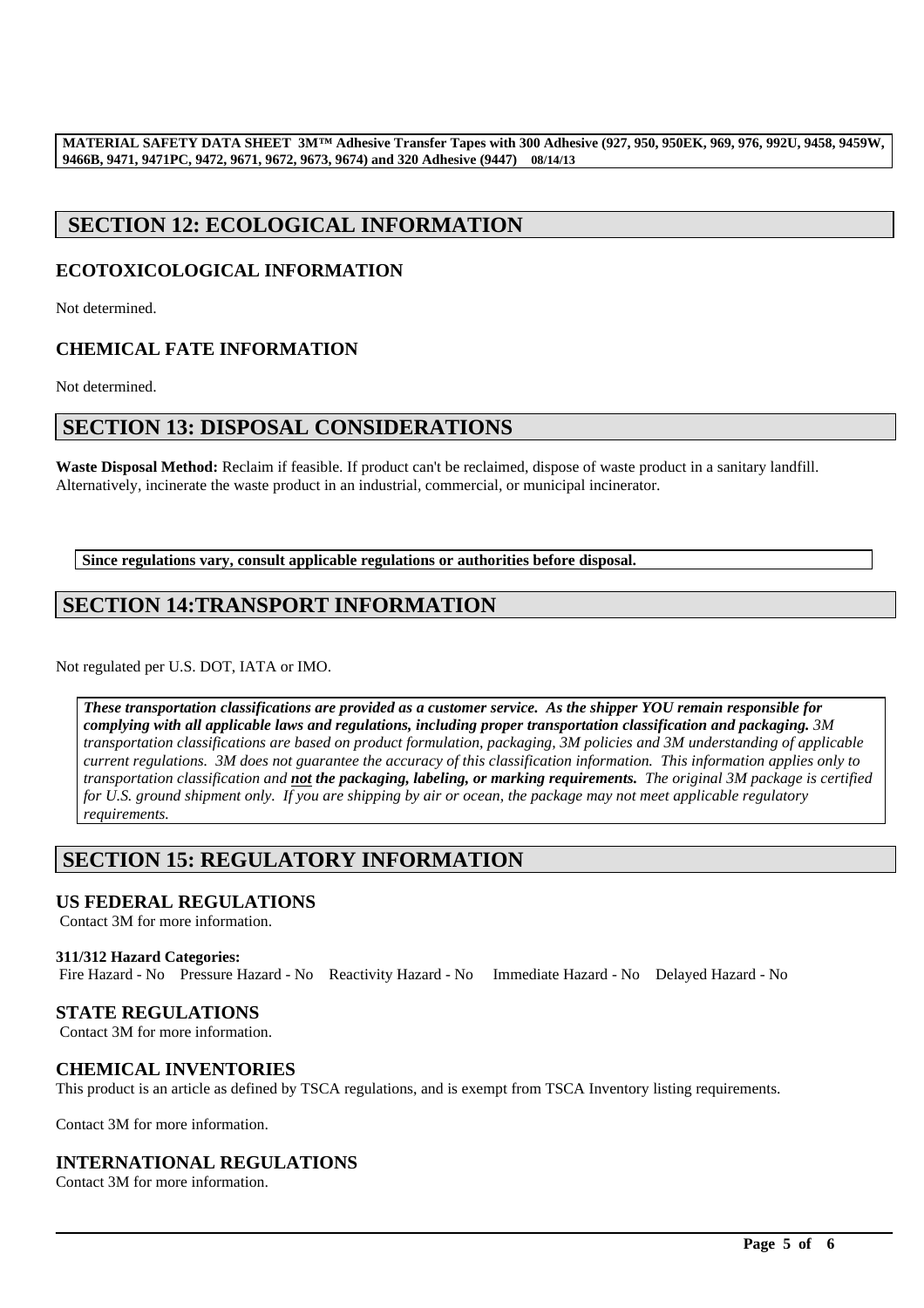## SECTION 12: ECOLOGICAL INFORMATION

### ECOTOXICOLOGICAL INFORMATION

Not determined.

### CHEMICAL FATE INFORMATION

Not determined.

## SECTION 13: DISPOSAL CONSIDERATIONS

**Waste Disposal Method:** Reclaim if feasible. If product can't be reclaimed, dispose of waste product in a sanitary landfill. Alternatively, incinerate the waste product in an industrial, commercial, or municipal incinerator.

**Since regulations vary, consult applicable regulations or authorities before disposal.**

## SECTION 14:TRANSPORT INFORMATION

Not regulated per U.S. DOT, IATA or IMO.

***These transportation classifications are provided as a customer service. As the shipper YOU remain responsible for complying with all applicable laws and regulations, including proper transportation classification and packaging.*** *3M transportation classifications are based on product formulation, packaging, 3M policies and 3M understanding of applicable current regulations. 3M does not guarantee the accuracy of this classification information. This information applies only to transportation classification and* ***not the packaging, labeling, or marking requirements.*** *The original 3M package is certified for U.S. ground shipment only. If you are shipping by air or ocean, the package may not meet applicable regulatory requirements.*

## SECTION 15: REGULATORY INFORMATION

### US FEDERAL REGULATIONS

Contact 3M for more information.

**311/312 Hazard Categories:**

Fire Hazard - No    Pressure Hazard - No    Reactivity Hazard - No    Immediate Hazard - No    Delayed Hazard - No

### STATE REGULATIONS

Contact 3M for more information.

### CHEMICAL INVENTORIES

This product is an article as defined by TSCA regulations, and is exempt from TSCA Inventory listing requirements.

Contact 3M for more information.

### INTERNATIONAL REGULATIONS

Contact 3M for more information.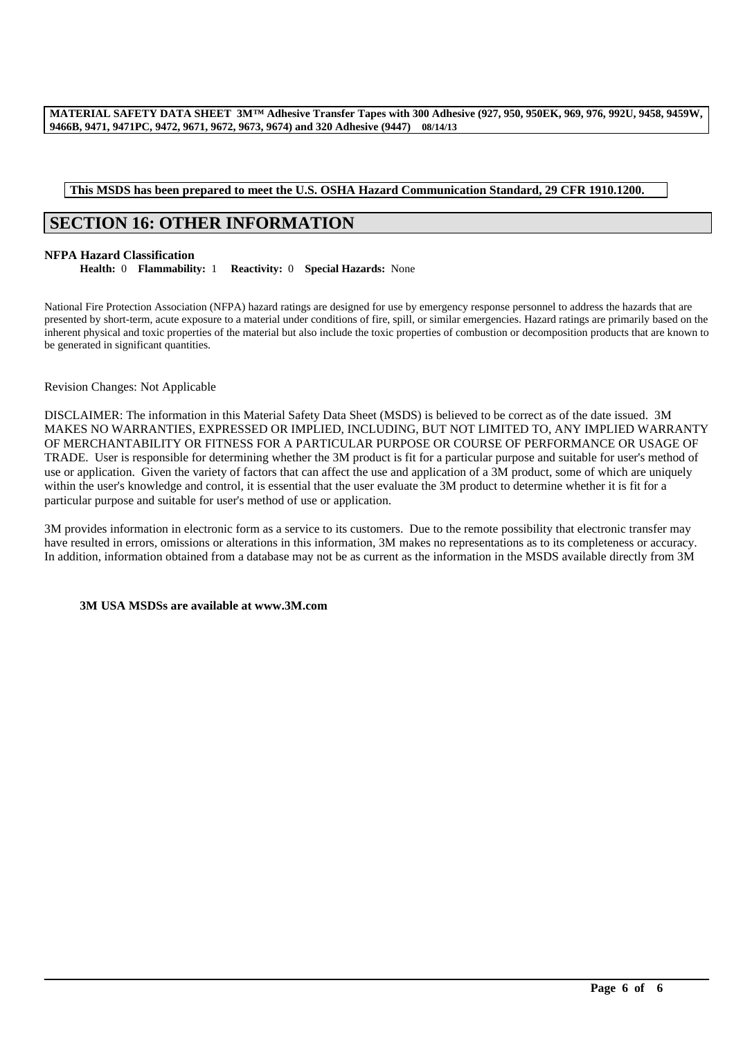This MSDS has been prepared to meet the U.S. OSHA Hazard Communication Standard, 29 CFR 1910.1200.

# SECTION 16: OTHER INFORMATION

**NFPA Hazard Classification**

**Health:** 0 **Flammability:** 1 **Reactivity:** 0 **Special Hazards:** None

National Fire Protection Association (NFPA) hazard ratings are designed for use by emergency response personnel to address the hazards that are presented by short-term, acute exposure to a material under conditions of fire, spill, or similar emergencies. Hazard ratings are primarily based on the inherent physical and toxic properties of the material but also include the toxic properties of combustion or decomposition products that are known to be generated in significant quantities.

Revision Changes: Not Applicable

DISCLAIMER: The information in this Material Safety Data Sheet (MSDS) is believed to be correct as of the date issued. 3M MAKES NO WARRANTIES, EXPRESSED OR IMPLIED, INCLUDING, BUT NOT LIMITED TO, ANY IMPLIED WARRANTY OF MERCHANTABILITY OR FITNESS FOR A PARTICULAR PURPOSE OR COURSE OF PERFORMANCE OR USAGE OF TRADE. User is responsible for determining whether the 3M product is fit for a particular purpose and suitable for user's method of use or application. Given the variety of factors that can affect the use and application of a 3M product, some of which are uniquely within the user's knowledge and control, it is essential that the user evaluate the 3M product to determine whether it is fit for a particular purpose and suitable for user's method of use or application.

3M provides information in electronic form as a service to its customers. Due to the remote possibility that electronic transfer may have resulted in errors, omissions or alterations in this information, 3M makes no representations as to its completeness or accuracy. In addition, information obtained from a database may not be as current as the information in the MSDS available directly from 3M

**3M USA MSDSs are available at www.3M.com**